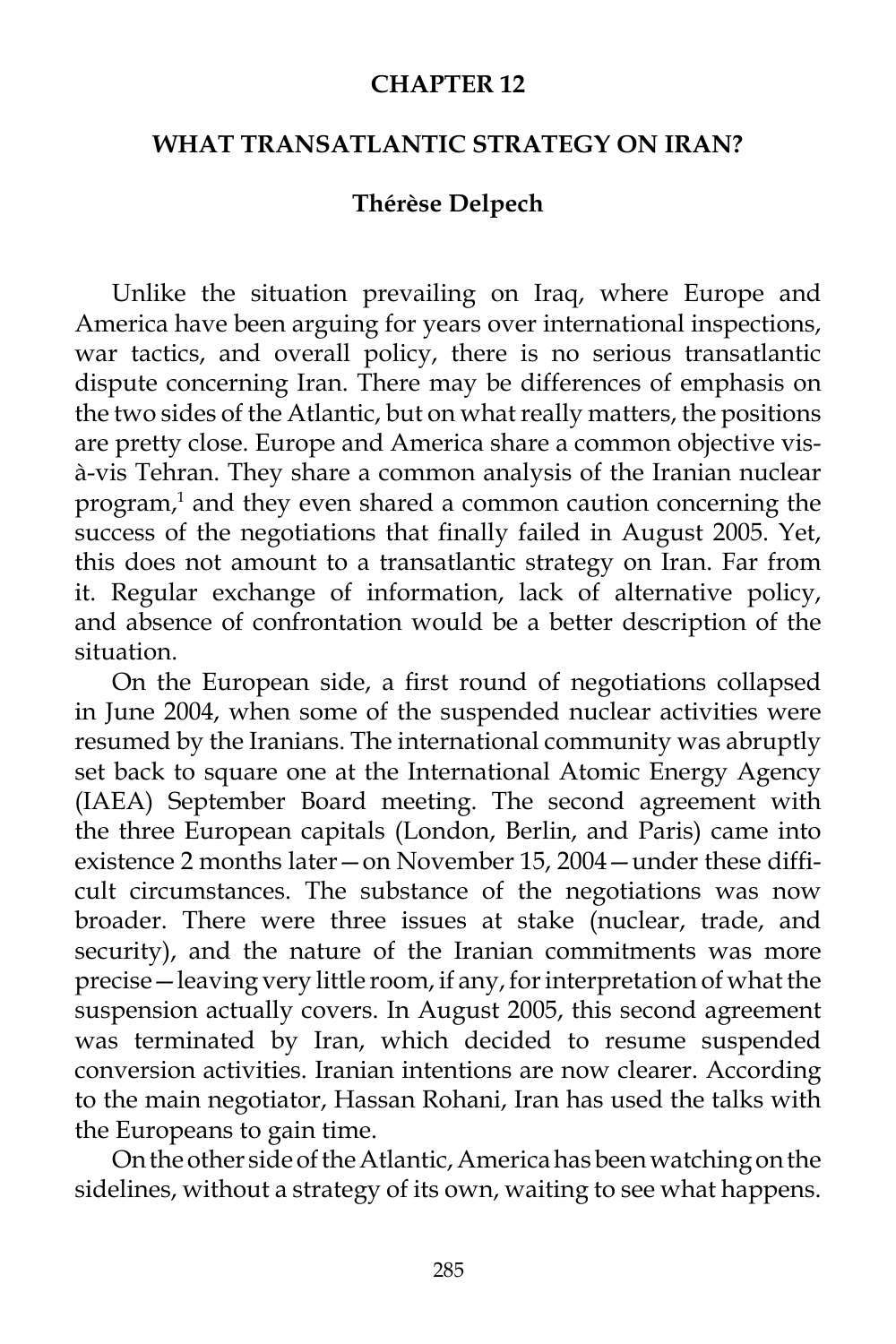# CHAPTER 12

## WHAT TRANSATLANTIC STRATEGY ON IRAN?

### Thérèse Delpech

Unlike the situation prevailing on Iraq, where Europe and America have been arguing for years over international inspections, war tactics, and overall policy, there is no serious transatlantic dispute concerning Iran. There may be differences of emphasis on the two sides of the Atlantic, but on what really matters, the positions are pretty close. Europe and America share a common objective vis-à-vis Tehran. They share a common analysis of the Iranian nuclear program,[1] and they even shared a common caution concerning the success of the negotiations that finally failed in August 2005. Yet, this does not amount to a transatlantic strategy on Iran. Far from it. Regular exchange of information, lack of alternative policy, and absence of confrontation would be a better description of the situation.

On the European side, a first round of negotiations collapsed in June 2004, when some of the suspended nuclear activities were resumed by the Iranians. The international community was abruptly set back to square one at the International Atomic Energy Agency (IAEA) September Board meeting. The second agreement with the three European capitals (London, Berlin, and Paris) came into existence 2 months later—on November 15, 2004—under these difficult circumstances. The substance of the negotiations was now broader. There were three issues at stake (nuclear, trade, and security), and the nature of the Iranian commitments was more precise—leaving very little room, if any, for interpretation of what the suspension actually covers. In August 2005, this second agreement was terminated by Iran, which decided to resume suspended conversion activities. Iranian intentions are now clearer. According to the main negotiator, Hassan Rohani, Iran has used the talks with the Europeans to gain time.

On the other side of the Atlantic, America has been watching on the sidelines, without a strategy of its own, waiting to see what happens.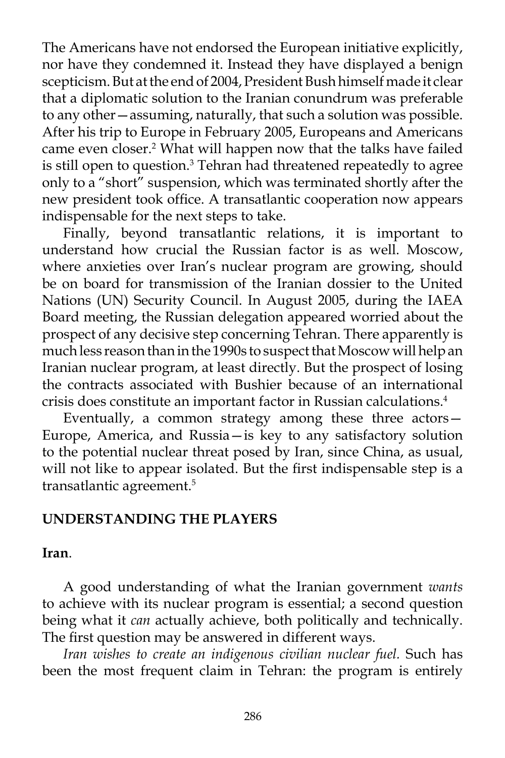The Americans have not endorsed the European initiative explicitly, nor have they condemned it. Instead they have displayed a benign scepticism. But at the end of 2004, President Bush himself made it clear that a diplomatic solution to the Iranian conundrum was preferable to any other—assuming, naturally, that such a solution was possible. After his trip to Europe in February 2005, Europeans and Americans came even closer.[2] What will happen now that the talks have failed is still open to question.[3] Tehran had threatened repeatedly to agree only to a "short" suspension, which was terminated shortly after the new president took office. A transatlantic cooperation now appears indispensable for the next steps to take.

Finally, beyond transatlantic relations, it is important to understand how crucial the Russian factor is as well. Moscow, where anxieties over Iran's nuclear program are growing, should be on board for transmission of the Iranian dossier to the United Nations (UN) Security Council. In August 2005, during the IAEA Board meeting, the Russian delegation appeared worried about the prospect of any decisive step concerning Tehran. There apparently is much less reason than in the 1990s to suspect that Moscow will help an Iranian nuclear program, at least directly. But the prospect of losing the contracts associated with Bushier because of an international crisis does constitute an important factor in Russian calculations.[4]

Eventually, a common strategy among these three actors—Europe, America, and Russia—is key to any satisfactory solution to the potential nuclear threat posed by Iran, since China, as usual, will not like to appear isolated. But the first indispensable step is a transatlantic agreement.[5]

## UNDERSTANDING THE PLAYERS

### Iran.

A good understanding of what the Iranian government *wants* to achieve with its nuclear program is essential; a second question being what it *can* actually achieve, both politically and technically. The first question may be answered in different ways.

*Iran wishes to create an indigenous civilian nuclear fuel.* Such has been the most frequent claim in Tehran: the program is entirely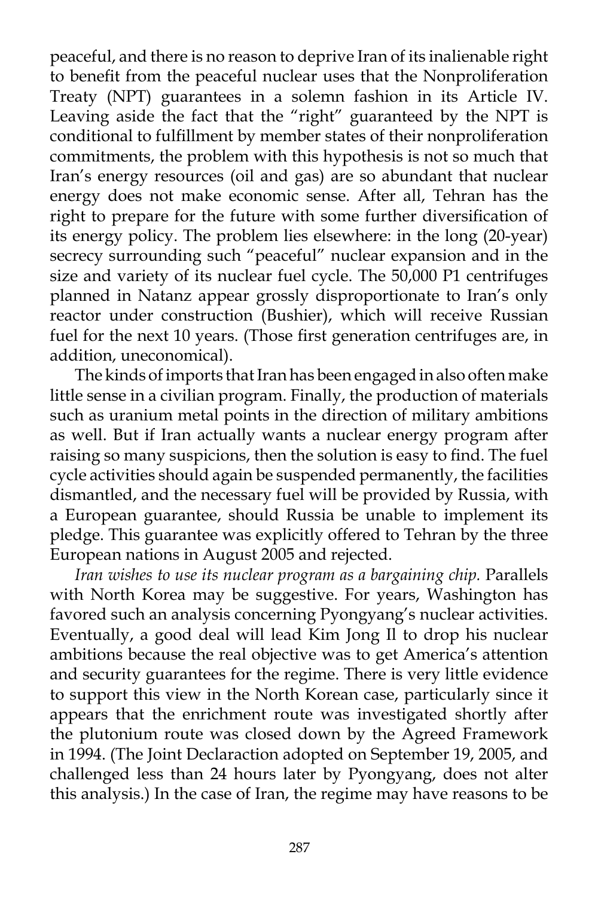peaceful, and there is no reason to deprive Iran of its inalienable right to benefit from the peaceful nuclear uses that the Nonproliferation Treaty (NPT) guarantees in a solemn fashion in its Article IV. Leaving aside the fact that the "right" guaranteed by the NPT is conditional to fulfillment by member states of their nonproliferation commitments, the problem with this hypothesis is not so much that Iran's energy resources (oil and gas) are so abundant that nuclear energy does not make economic sense. After all, Tehran has the right to prepare for the future with some further diversification of its energy policy. The problem lies elsewhere: in the long (20-year) secrecy surrounding such "peaceful" nuclear expansion and in the size and variety of its nuclear fuel cycle. The 50,000 P1 centrifuges planned in Natanz appear grossly disproportionate to Iran's only reactor under construction (Bushier), which will receive Russian fuel for the next 10 years. (Those first generation centrifuges are, in addition, uneconomical).

The kinds of imports that Iran has been engaged in also often make little sense in a civilian program. Finally, the production of materials such as uranium metal points in the direction of military ambitions as well. But if Iran actually wants a nuclear energy program after raising so many suspicions, then the solution is easy to find. The fuel cycle activities should again be suspended permanently, the facilities dismantled, and the necessary fuel will be provided by Russia, with a European guarantee, should Russia be unable to implement its pledge. This guarantee was explicitly offered to Tehran by the three European nations in August 2005 and rejected.

*Iran wishes to use its nuclear program as a bargaining chip.* Parallels with North Korea may be suggestive. For years, Washington has favored such an analysis concerning Pyongyang's nuclear activities. Eventually, a good deal will lead Kim Jong Il to drop his nuclear ambitions because the real objective was to get America's attention and security guarantees for the regime. There is very little evidence to support this view in the North Korean case, particularly since it appears that the enrichment route was investigated shortly after the plutonium route was closed down by the Agreed Framework in 1994. (The Joint Declaraction adopted on September 19, 2005, and challenged less than 24 hours later by Pyongyang, does not alter this analysis.) In the case of Iran, the regime may have reasons to be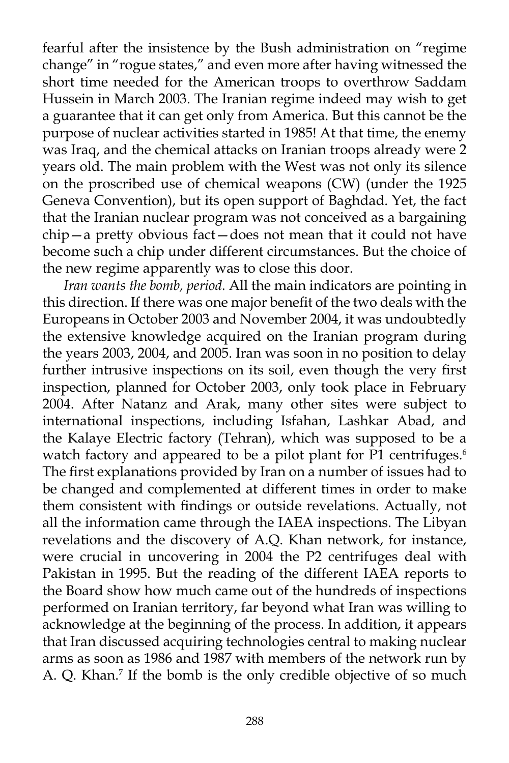fearful after the insistence by the Bush administration on "regime change" in "rogue states," and even more after having witnessed the short time needed for the American troops to overthrow Saddam Hussein in March 2003. The Iranian regime indeed may wish to get a guarantee that it can get only from America. But this cannot be the purpose of nuclear activities started in 1985! At that time, the enemy was Iraq, and the chemical attacks on Iranian troops already were 2 years old. The main problem with the West was not only its silence on the proscribed use of chemical weapons (CW) (under the 1925 Geneva Convention), but its open support of Baghdad. Yet, the fact that the Iranian nuclear program was not conceived as a bargaining chip—a pretty obvious fact—does not mean that it could not have become such a chip under different circumstances. But the choice of the new regime apparently was to close this door.

*Iran wants the bomb, period.* All the main indicators are pointing in this direction. If there was one major benefit of the two deals with the Europeans in October 2003 and November 2004, it was undoubtedly the extensive knowledge acquired on the Iranian program during the years 2003, 2004, and 2005. Iran was soon in no position to delay further intrusive inspections on its soil, even though the very first inspection, planned for October 2003, only took place in February 2004. After Natanz and Arak, many other sites were subject to international inspections, including Isfahan, Lashkar Abad, and the Kalaye Electric factory (Tehran), which was supposed to be a watch factory and appeared to be a pilot plant for P1 centrifuges.[6] The first explanations provided by Iran on a number of issues had to be changed and complemented at different times in order to make them consistent with findings or outside revelations. Actually, not all the information came through the IAEA inspections. The Libyan revelations and the discovery of A.Q. Khan network, for instance, were crucial in uncovering in 2004 the P2 centrifuges deal with Pakistan in 1995. But the reading of the different IAEA reports to the Board show how much came out of the hundreds of inspections performed on Iranian territory, far beyond what Iran was willing to acknowledge at the beginning of the process. In addition, it appears that Iran discussed acquiring technologies central to making nuclear arms as soon as 1986 and 1987 with members of the network run by A. Q. Khan.[7] If the bomb is the only credible objective of so much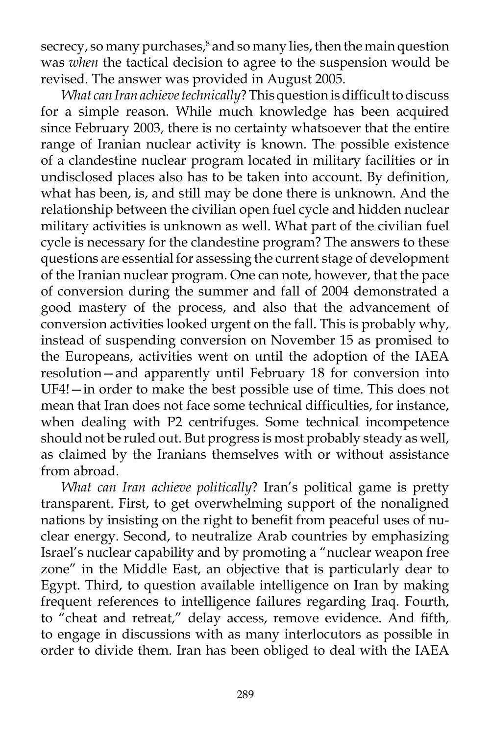secrecy, so many purchases,[8] and so many lies, then the main question was *when* the tactical decision to agree to the suspension would be revised. The answer was provided in August 2005.

*What can Iran achieve technically*? This question is difficult to discuss for a simple reason. While much knowledge has been acquired since February 2003, there is no certainty whatsoever that the entire range of Iranian nuclear activity is known. The possible existence of a clandestine nuclear program located in military facilities or in undisclosed places also has to be taken into account. By definition, what has been, is, and still may be done there is unknown. And the relationship between the civilian open fuel cycle and hidden nuclear military activities is unknown as well. What part of the civilian fuel cycle is necessary for the clandestine program? The answers to these questions are essential for assessing the current stage of development of the Iranian nuclear program. One can note, however, that the pace of conversion during the summer and fall of 2004 demonstrated a good mastery of the process, and also that the advancement of conversion activities looked urgent on the fall. This is probably why, instead of suspending conversion on November 15 as promised to the Europeans, activities went on until the adoption of the IAEA resolution—and apparently until February 18 for conversion into $UF_4$!—in order to make the best possible use of time. This does not mean that Iran does not face some technical difficulties, for instance, when dealing with P2 centrifuges. Some technical incompetence should not be ruled out. But progress is most probably steady as well, as claimed by the Iranians themselves with or without assistance from abroad.

*What can Iran achieve politically*? Iran's political game is pretty transparent. First, to get overwhelming support of the nonaligned nations by insisting on the right to benefit from peaceful uses of nuclear energy. Second, to neutralize Arab countries by emphasizing Israel's nuclear capability and by promoting a "nuclear weapon free zone" in the Middle East, an objective that is particularly dear to Egypt. Third, to question available intelligence on Iran by making frequent references to intelligence failures regarding Iraq. Fourth, to "cheat and retreat," delay access, remove evidence. And fifth, to engage in discussions with as many interlocutors as possible in order to divide them. Iran has been obliged to deal with the IAEA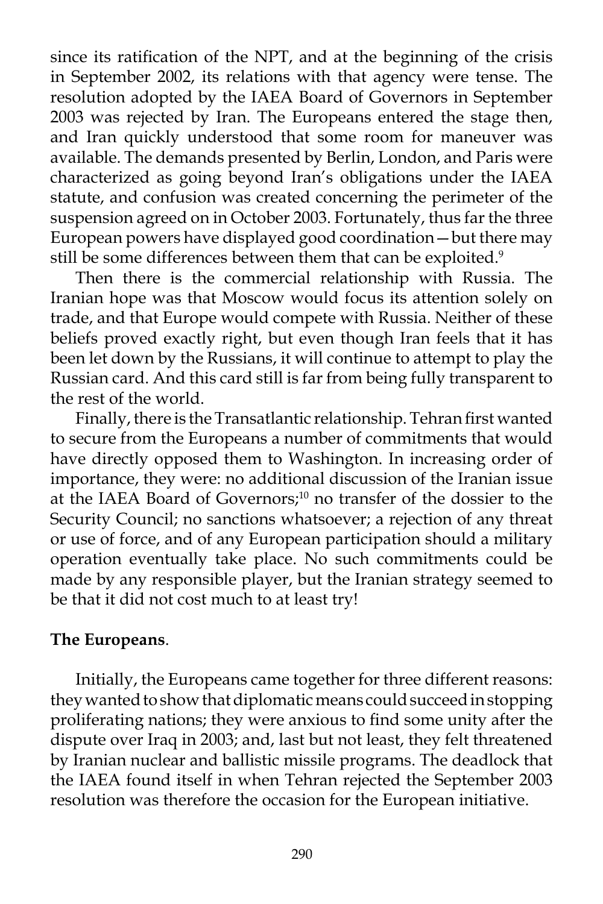since its ratification of the NPT, and at the beginning of the crisis in September 2002, its relations with that agency were tense. The resolution adopted by the IAEA Board of Governors in September 2003 was rejected by Iran. The Europeans entered the stage then, and Iran quickly understood that some room for maneuver was available. The demands presented by Berlin, London, and Paris were characterized as going beyond Iran's obligations under the IAEA statute, and confusion was created concerning the perimeter of the suspension agreed on in October 2003. Fortunately, thus far the three European powers have displayed good coordination—but there may still be some differences between them that can be exploited.[9]

Then there is the commercial relationship with Russia. The Iranian hope was that Moscow would focus its attention solely on trade, and that Europe would compete with Russia. Neither of these beliefs proved exactly right, but even though Iran feels that it has been let down by the Russians, it will continue to attempt to play the Russian card. And this card still is far from being fully transparent to the rest of the world.

Finally, there is the Transatlantic relationship. Tehran first wanted to secure from the Europeans a number of commitments that would have directly opposed them to Washington. In increasing order of importance, they were: no additional discussion of the Iranian issue at the IAEA Board of Governors;[10] no transfer of the dossier to the Security Council; no sanctions whatsoever; a rejection of any threat or use of force, and of any European participation should a military operation eventually take place. No such commitments could be made by any responsible player, but the Iranian strategy seemed to be that it did not cost much to at least try!

**The Europeans**.

Initially, the Europeans came together for three different reasons: they wanted to show that diplomatic means could succeed in stopping proliferating nations; they were anxious to find some unity after the dispute over Iraq in 2003; and, last but not least, they felt threatened by Iranian nuclear and ballistic missile programs. The deadlock that the IAEA found itself in when Tehran rejected the September 2003 resolution was therefore the occasion for the European initiative.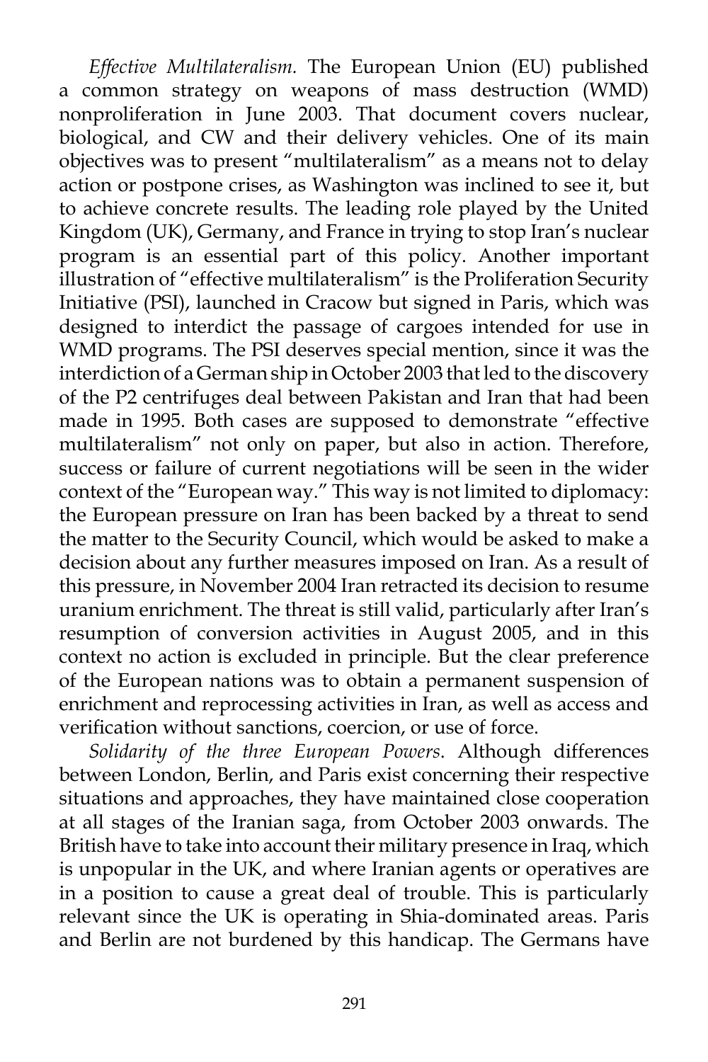*Effective Multilateralism.* The European Union (EU) published a common strategy on weapons of mass destruction (WMD) nonproliferation in June 2003. That document covers nuclear, biological, and CW and their delivery vehicles. One of its main objectives was to present "multilateralism" as a means not to delay action or postpone crises, as Washington was inclined to see it, but to achieve concrete results. The leading role played by the United Kingdom (UK), Germany, and France in trying to stop Iran's nuclear program is an essential part of this policy. Another important illustration of "effective multilateralism" is the Proliferation Security Initiative (PSI), launched in Cracow but signed in Paris, which was designed to interdict the passage of cargoes intended for use in WMD programs. The PSI deserves special mention, since it was the interdiction of a German ship in October 2003 that led to the discovery of the P2 centrifuges deal between Pakistan and Iran that had been made in 1995. Both cases are supposed to demonstrate "effective multilateralism" not only on paper, but also in action. Therefore, success or failure of current negotiations will be seen in the wider context of the "European way." This way is not limited to diplomacy: the European pressure on Iran has been backed by a threat to send the matter to the Security Council, which would be asked to make a decision about any further measures imposed on Iran. As a result of this pressure, in November 2004 Iran retracted its decision to resume uranium enrichment. The threat is still valid, particularly after Iran's resumption of conversion activities in August 2005, and in this context no action is excluded in principle. But the clear preference of the European nations was to obtain a permanent suspension of enrichment and reprocessing activities in Iran, as well as access and verification without sanctions, coercion, or use of force.

*Solidarity of the three European Powers.* Although differences between London, Berlin, and Paris exist concerning their respective situations and approaches, they have maintained close cooperation at all stages of the Iranian saga, from October 2003 onwards. The British have to take into account their military presence in Iraq, which is unpopular in the UK, and where Iranian agents or operatives are in a position to cause a great deal of trouble. This is particularly relevant since the UK is operating in Shia-dominated areas. Paris and Berlin are not burdened by this handicap. The Germans have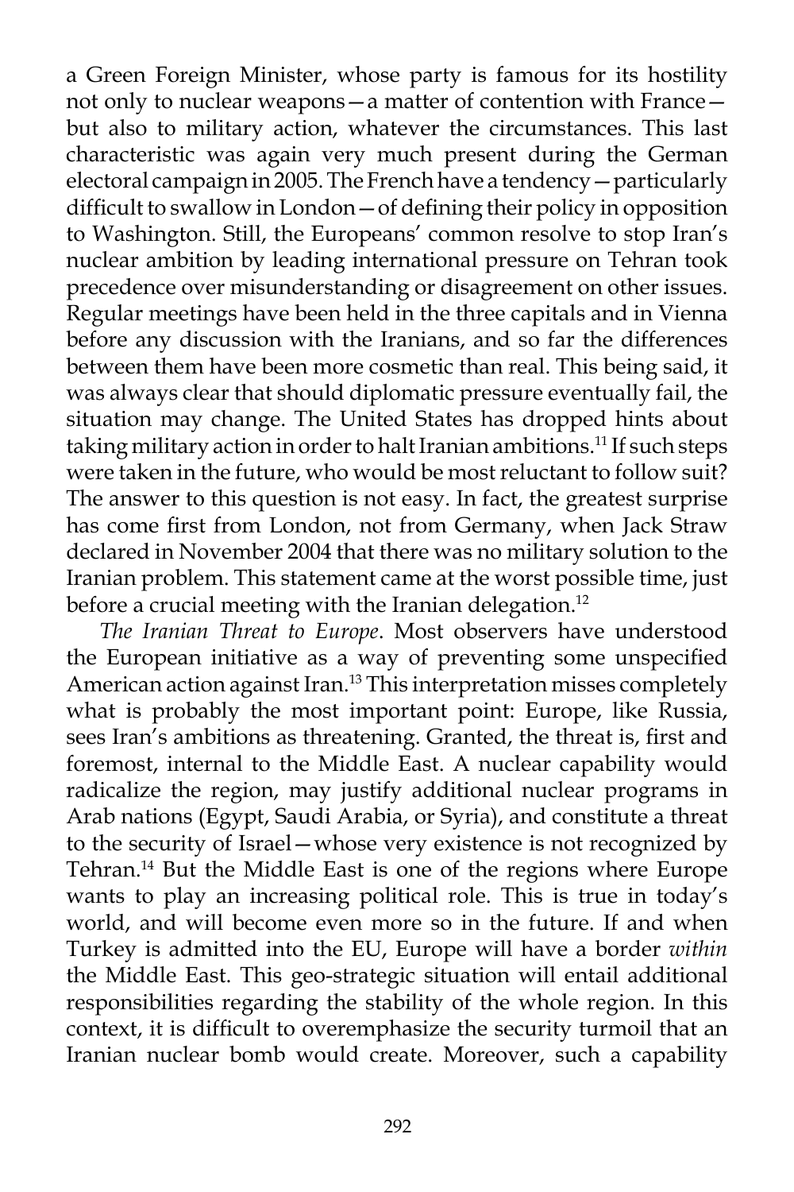a Green Foreign Minister, whose party is famous for its hostility not only to nuclear weapons—a matter of contention with France—but also to military action, whatever the circumstances. This last characteristic was again very much present during the German electoral campaign in 2005. The French have a tendency—particularly difficult to swallow in London—of defining their policy in opposition to Washington. Still, the Europeans' common resolve to stop Iran's nuclear ambition by leading international pressure on Tehran took precedence over misunderstanding or disagreement on other issues. Regular meetings have been held in the three capitals and in Vienna before any discussion with the Iranians, and so far the differences between them have been more cosmetic than real. This being said, it was always clear that should diplomatic pressure eventually fail, the situation may change. The United States has dropped hints about taking military action in order to halt Iranian ambitions.[11] If such steps were taken in the future, who would be most reluctant to follow suit? The answer to this question is not easy. In fact, the greatest surprise has come first from London, not from Germany, when Jack Straw declared in November 2004 that there was no military solution to the Iranian problem. This statement came at the worst possible time, just before a crucial meeting with the Iranian delegation.[12]

*The Iranian Threat to Europe*. Most observers have understood the European initiative as a way of preventing some unspecified American action against Iran.[13] This interpretation misses completely what is probably the most important point: Europe, like Russia, sees Iran's ambitions as threatening. Granted, the threat is, first and foremost, internal to the Middle East. A nuclear capability would radicalize the region, may justify additional nuclear programs in Arab nations (Egypt, Saudi Arabia, or Syria), and constitute a threat to the security of Israel—whose very existence is not recognized by Tehran.[14] But the Middle East is one of the regions where Europe wants to play an increasing political role. This is true in today's world, and will become even more so in the future. If and when Turkey is admitted into the EU, Europe will have a border *within* the Middle East. This geo-strategic situation will entail additional responsibilities regarding the stability of the whole region. In this context, it is difficult to overemphasize the security turmoil that an Iranian nuclear bomb would create. Moreover, such a capability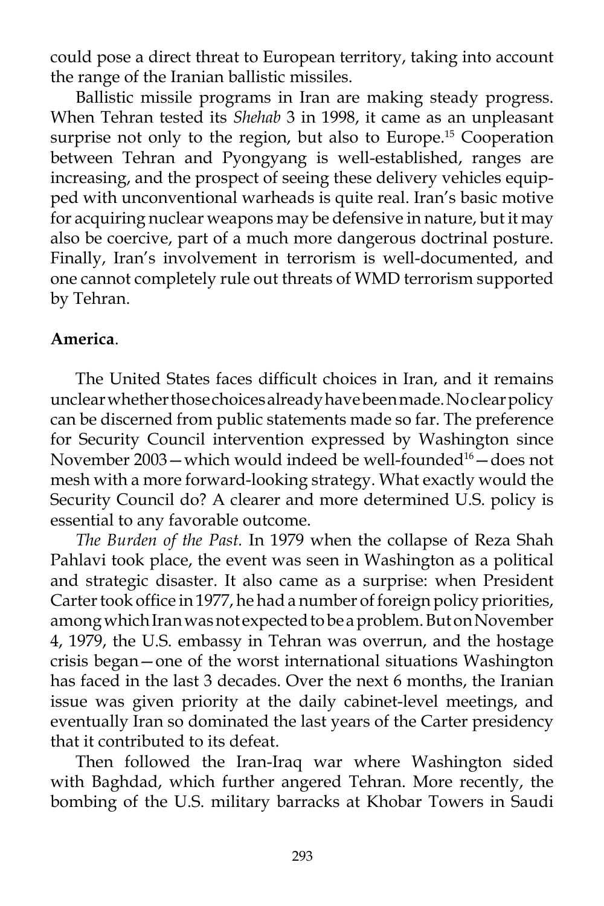could pose a direct threat to European territory, taking into account the range of the Iranian ballistic missiles.

Ballistic missile programs in Iran are making steady progress. When Tehran tested its *Shehab* 3 in 1998, it came as an unpleasant surprise not only to the region, but also to Europe.[15] Cooperation between Tehran and Pyongyang is well-established, ranges are increasing, and the prospect of seeing these delivery vehicles equipped with unconventional warheads is quite real. Iran's basic motive for acquiring nuclear weapons may be defensive in nature, but it may also be coercive, part of a much more dangerous doctrinal posture. Finally, Iran's involvement in terrorism is well-documented, and one cannot completely rule out threats of WMD terrorism supported by Tehran.

**America**.

The United States faces difficult choices in Iran, and it remains unclear whether those choices already have been made. No clear policy can be discerned from public statements made so far. The preference for Security Council intervention expressed by Washington since November 2003—which would indeed be well-founded[16]—does not mesh with a more forward-looking strategy. What exactly would the Security Council do? A clearer and more determined U.S. policy is essential to any favorable outcome.

*The Burden of the Past.* In 1979 when the collapse of Reza Shah Pahlavi took place, the event was seen in Washington as a political and strategic disaster. It also came as a surprise: when President Carter took office in 1977, he had a number of foreign policy priorities, among which Iran was not expected to be a problem. But on November 4, 1979, the U.S. embassy in Tehran was overrun, and the hostage crisis began—one of the worst international situations Washington has faced in the last 3 decades. Over the next 6 months, the Iranian issue was given priority at the daily cabinet-level meetings, and eventually Iran so dominated the last years of the Carter presidency that it contributed to its defeat.

Then followed the Iran-Iraq war where Washington sided with Baghdad, which further angered Tehran. More recently, the bombing of the U.S. military barracks at Khobar Towers in Saudi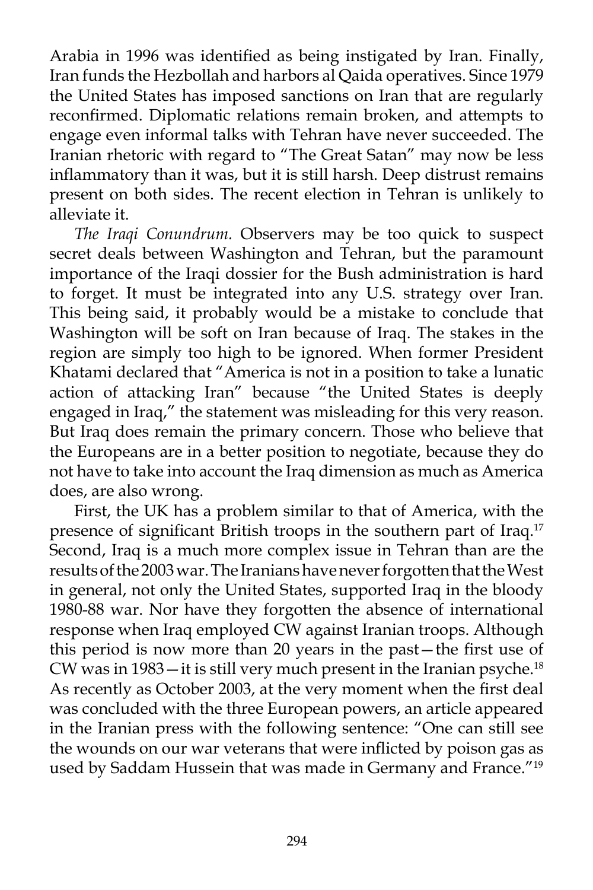Arabia in 1996 was identified as being instigated by Iran. Finally, Iran funds the Hezbollah and harbors al Qaida operatives. Since 1979 the United States has imposed sanctions on Iran that are regularly reconfirmed. Diplomatic relations remain broken, and attempts to engage even informal talks with Tehran have never succeeded. The Iranian rhetoric with regard to "The Great Satan" may now be less inflammatory than it was, but it is still harsh. Deep distrust remains present on both sides. The recent election in Tehran is unlikely to alleviate it.

*The Iraqi Conundrum.* Observers may be too quick to suspect secret deals between Washington and Tehran, but the paramount importance of the Iraqi dossier for the Bush administration is hard to forget. It must be integrated into any U.S. strategy over Iran. This being said, it probably would be a mistake to conclude that Washington will be soft on Iran because of Iraq. The stakes in the region are simply too high to be ignored. When former President Khatami declared that "America is not in a position to take a lunatic action of attacking Iran" because "the United States is deeply engaged in Iraq," the statement was misleading for this very reason. But Iraq does remain the primary concern. Those who believe that the Europeans are in a better position to negotiate, because they do not have to take into account the Iraq dimension as much as America does, are also wrong.

First, the UK has a problem similar to that of America, with the presence of significant British troops in the southern part of Iraq.[17] Second, Iraq is a much more complex issue in Tehran than are the results of the 2003 war. The Iranians have never forgotten that the West in general, not only the United States, supported Iraq in the bloody 1980-88 war. Nor have they forgotten the absence of international response when Iraq employed CW against Iranian troops. Although this period is now more than 20 years in the past—the first use of CW was in 1983—it is still very much present in the Iranian psyche.[18] As recently as October 2003, at the very moment when the first deal was concluded with the three European powers, an article appeared in the Iranian press with the following sentence: "One can still see the wounds on our war veterans that were inflicted by poison gas as used by Saddam Hussein that was made in Germany and France."[19]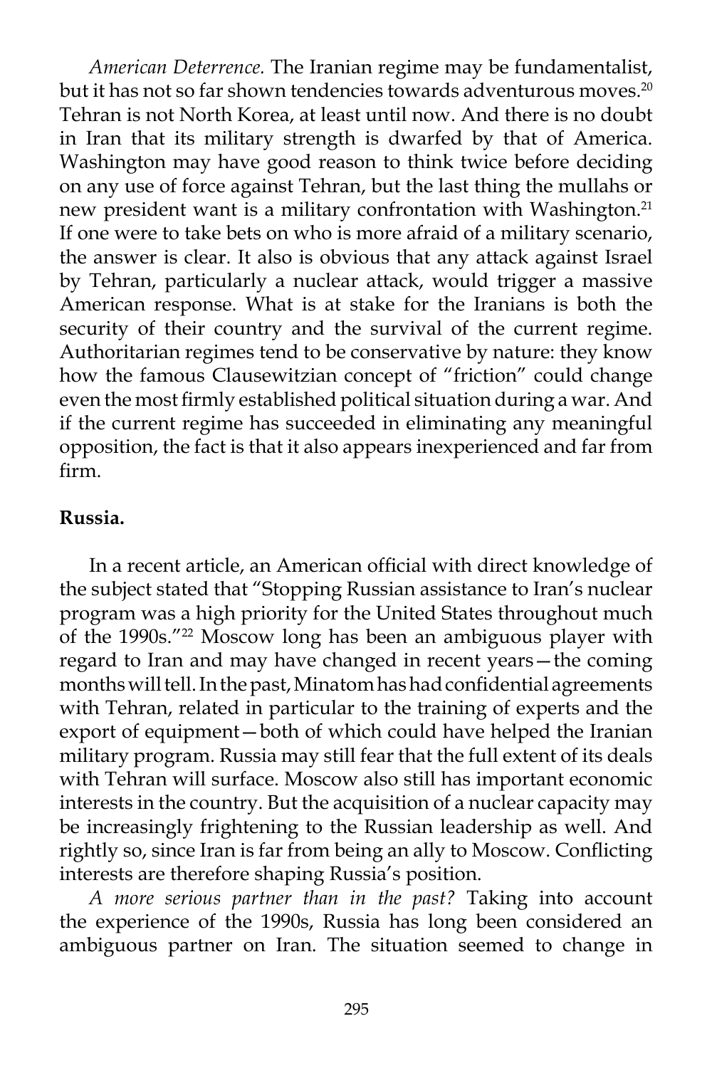*American Deterrence.* The Iranian regime may be fundamentalist, but it has not so far shown tendencies towards adventurous moves.[20] Tehran is not North Korea, at least until now. And there is no doubt in Iran that its military strength is dwarfed by that of America. Washington may have good reason to think twice before deciding on any use of force against Tehran, but the last thing the mullahs or new president want is a military confrontation with Washington.[21] If one were to take bets on who is more afraid of a military scenario, the answer is clear. It also is obvious that any attack against Israel by Tehran, particularly a nuclear attack, would trigger a massive American response. What is at stake for the Iranians is both the security of their country and the survival of the current regime. Authoritarian regimes tend to be conservative by nature: they know how the famous Clausewitzian concept of "friction" could change even the most firmly established political situation during a war. And if the current regime has succeeded in eliminating any meaningful opposition, the fact is that it also appears inexperienced and far from firm.

**Russia.**

In a recent article, an American official with direct knowledge of the subject stated that "Stopping Russian assistance to Iran's nuclear program was a high priority for the United States throughout much of the 1990s."[22] Moscow long has been an ambiguous player with regard to Iran and may have changed in recent years—the coming months will tell. In the past, Minatom has had confidential agreements with Tehran, related in particular to the training of experts and the export of equipment—both of which could have helped the Iranian military program. Russia may still fear that the full extent of its deals with Tehran will surface. Moscow also still has important economic interests in the country. But the acquisition of a nuclear capacity may be increasingly frightening to the Russian leadership as well. And rightly so, since Iran is far from being an ally to Moscow. Conflicting interests are therefore shaping Russia's position.

*A more serious partner than in the past?* Taking into account the experience of the 1990s, Russia has long been considered an ambiguous partner on Iran. The situation seemed to change in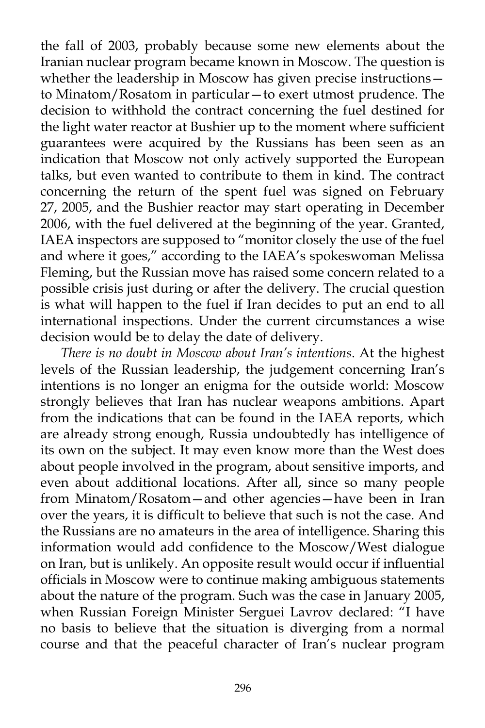the fall of 2003, probably because some new elements about the Iranian nuclear program became known in Moscow. The question is whether the leadership in Moscow has given precise instructions—to Minatom/Rosatom in particular—to exert utmost prudence. The decision to withhold the contract concerning the fuel destined for the light water reactor at Bushier up to the moment where sufficient guarantees were acquired by the Russians has been seen as an indication that Moscow not only actively supported the European talks, but even wanted to contribute to them in kind. The contract concerning the return of the spent fuel was signed on February 27, 2005, and the Bushier reactor may start operating in December 2006, with the fuel delivered at the beginning of the year. Granted, IAEA inspectors are supposed to "monitor closely the use of the fuel and where it goes," according to the IAEA's spokeswoman Melissa Fleming, but the Russian move has raised some concern related to a possible crisis just during or after the delivery. The crucial question is what will happen to the fuel if Iran decides to put an end to all international inspections. Under the current circumstances a wise decision would be to delay the date of delivery.

*There is no doubt in Moscow about Iran's intentions*. At the highest levels of the Russian leadership, the judgement concerning Iran's intentions is no longer an enigma for the outside world: Moscow strongly believes that Iran has nuclear weapons ambitions. Apart from the indications that can be found in the IAEA reports, which are already strong enough, Russia undoubtedly has intelligence of its own on the subject. It may even know more than the West does about people involved in the program, about sensitive imports, and even about additional locations. After all, since so many people from Minatom/Rosatom—and other agencies—have been in Iran over the years, it is difficult to believe that such is not the case. And the Russians are no amateurs in the area of intelligence. Sharing this information would add confidence to the Moscow/West dialogue on Iran, but is unlikely. An opposite result would occur if influential officials in Moscow were to continue making ambiguous statements about the nature of the program. Such was the case in January 2005, when Russian Foreign Minister Serguei Lavrov declared: "I have no basis to believe that the situation is diverging from a normal course and that the peaceful character of Iran's nuclear program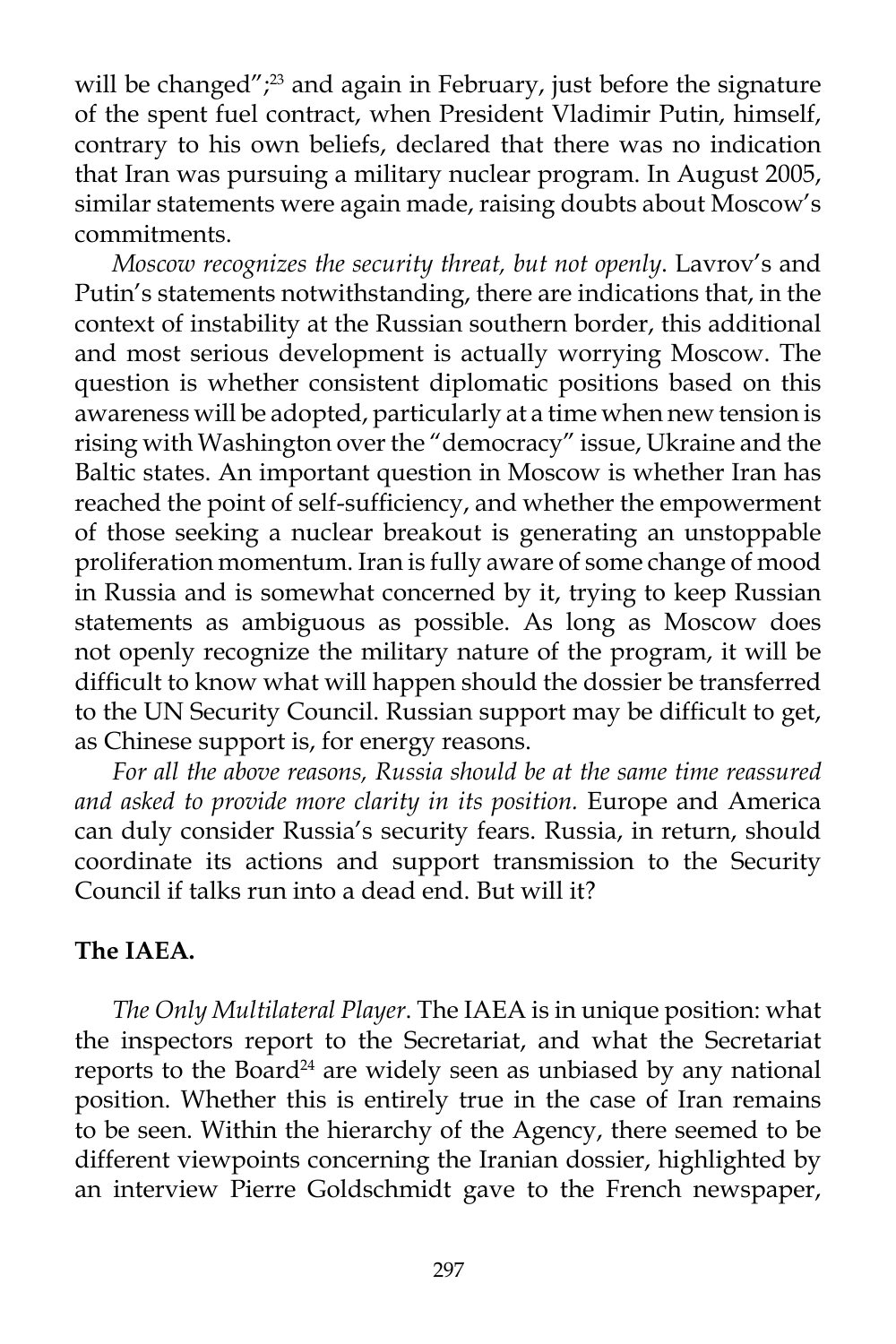will be changed";[23] and again in February, just before the signature of the spent fuel contract, when President Vladimir Putin, himself, contrary to his own beliefs, declared that there was no indication that Iran was pursuing a military nuclear program. In August 2005, similar statements were again made, raising doubts about Moscow's commitments.

*Moscow recognizes the security threat, but not openly*. Lavrov's and Putin's statements notwithstanding, there are indications that, in the context of instability at the Russian southern border, this additional and most serious development is actually worrying Moscow. The question is whether consistent diplomatic positions based on this awareness will be adopted, particularly at a time when new tension is rising with Washington over the "democracy" issue, Ukraine and the Baltic states. An important question in Moscow is whether Iran has reached the point of self-sufficiency, and whether the empowerment of those seeking a nuclear breakout is generating an unstoppable proliferation momentum. Iran is fully aware of some change of mood in Russia and is somewhat concerned by it, trying to keep Russian statements as ambiguous as possible. As long as Moscow does not openly recognize the military nature of the program, it will be difficult to know what will happen should the dossier be transferred to the UN Security Council. Russian support may be difficult to get, as Chinese support is, for energy reasons.

*For all the above reasons, Russia should be at the same time reassured and asked to provide more clarity in its position.* Europe and America can duly consider Russia's security fears. Russia, in return, should coordinate its actions and support transmission to the Security Council if talks run into a dead end. But will it?

**The IAEA.**

*The Only Multilateral Player*. The IAEA is in unique position: what the inspectors report to the Secretariat, and what the Secretariat reports to the Board[24] are widely seen as unbiased by any national position. Whether this is entirely true in the case of Iran remains to be seen. Within the hierarchy of the Agency, there seemed to be different viewpoints concerning the Iranian dossier, highlighted by an interview Pierre Goldschmidt gave to the French newspaper,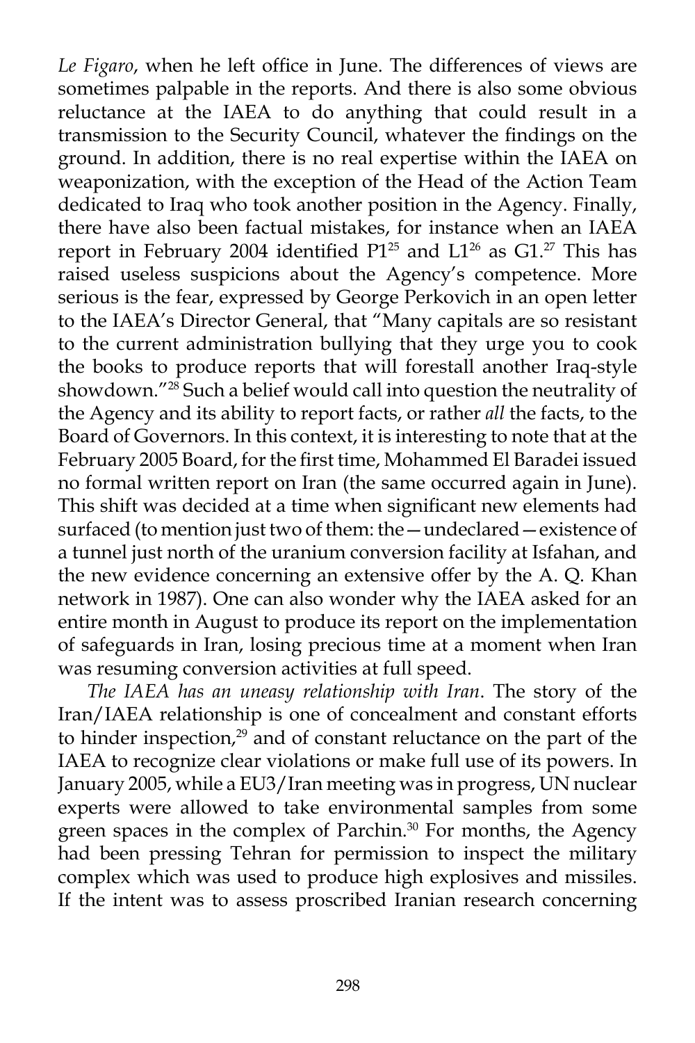*Le Figaro*, when he left office in June. The differences of views are sometimes palpable in the reports. And there is also some obvious reluctance at the IAEA to do anything that could result in a transmission to the Security Council, whatever the findings on the ground. In addition, there is no real expertise within the IAEA on weaponization, with the exception of the Head of the Action Team dedicated to Iraq who took another position in the Agency. Finally, there have also been factual mistakes, for instance when an IAEA report in February 2004 identified P1[25] and L1[26] as G1.[27] This has raised useless suspicions about the Agency's competence. More serious is the fear, expressed by George Perkovich in an open letter to the IAEA's Director General, that "Many capitals are so resistant to the current administration bullying that they urge you to cook the books to produce reports that will forestall another Iraq-style showdown."[28] Such a belief would call into question the neutrality of the Agency and its ability to report facts, or rather *all* the facts, to the Board of Governors. In this context, it is interesting to note that at the February 2005 Board, for the first time, Mohammed El Baradei issued no formal written report on Iran (the same occurred again in June). This shift was decided at a time when significant new elements had surfaced (to mention just two of them: the—undeclared—existence of a tunnel just north of the uranium conversion facility at Isfahan, and the new evidence concerning an extensive offer by the A. Q. Khan network in 1987). One can also wonder why the IAEA asked for an entire month in August to produce its report on the implementation of safeguards in Iran, losing precious time at a moment when Iran was resuming conversion activities at full speed.

*The IAEA has an uneasy relationship with Iran*. The story of the Iran/IAEA relationship is one of concealment and constant efforts to hinder inspection,[29] and of constant reluctance on the part of the IAEA to recognize clear violations or make full use of its powers. In January 2005, while a EU3/Iran meeting was in progress, UN nuclear experts were allowed to take environmental samples from some green spaces in the complex of Parchin.[30] For months, the Agency had been pressing Tehran for permission to inspect the military complex which was used to produce high explosives and missiles. If the intent was to assess proscribed Iranian research concerning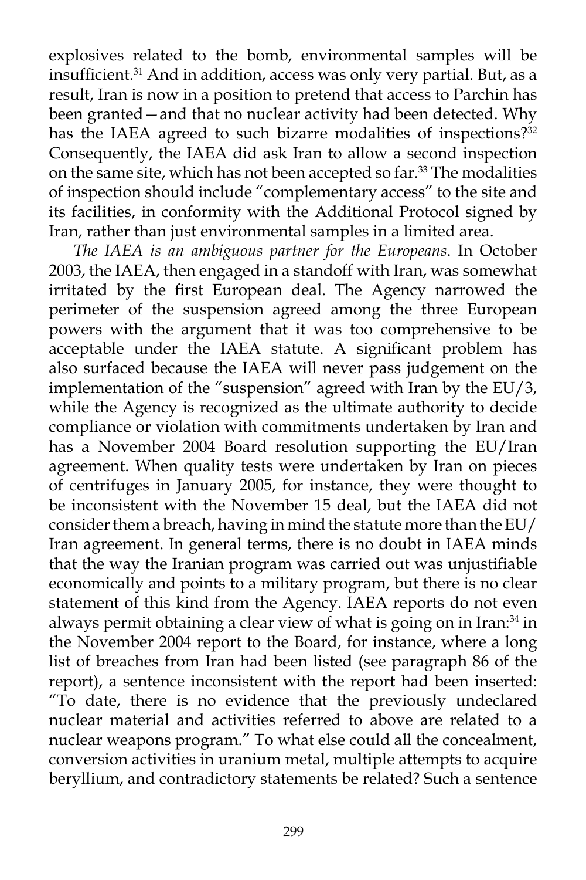explosives related to the bomb, environmental samples will be insufficient.[31] And in addition, access was only very partial. But, as a result, Iran is now in a position to pretend that access to Parchin has been granted—and that no nuclear activity had been detected. Why has the IAEA agreed to such bizarre modalities of inspections?[32] Consequently, the IAEA did ask Iran to allow a second inspection on the same site, which has not been accepted so far.[33] The modalities of inspection should include "complementary access" to the site and its facilities, in conformity with the Additional Protocol signed by Iran, rather than just environmental samples in a limited area.

*The IAEA is an ambiguous partner for the Europeans*. In October 2003, the IAEA, then engaged in a standoff with Iran, was somewhat irritated by the first European deal. The Agency narrowed the perimeter of the suspension agreed among the three European powers with the argument that it was too comprehensive to be acceptable under the IAEA statute. A significant problem has also surfaced because the IAEA will never pass judgement on the implementation of the "suspension" agreed with Iran by the EU/3, while the Agency is recognized as the ultimate authority to decide compliance or violation with commitments undertaken by Iran and has a November 2004 Board resolution supporting the EU/Iran agreement. When quality tests were undertaken by Iran on pieces of centrifuges in January 2005, for instance, they were thought to be inconsistent with the November 15 deal, but the IAEA did not consider them a breach, having in mind the statute more than the EU/Iran agreement. In general terms, there is no doubt in IAEA minds that the way the Iranian program was carried out was unjustifiable economically and points to a military program, but there is no clear statement of this kind from the Agency. IAEA reports do not even always permit obtaining a clear view of what is going on in Iran:[34] in the November 2004 report to the Board, for instance, where a long list of breaches from Iran had been listed (see paragraph 86 of the report), a sentence inconsistent with the report had been inserted: "To date, there is no evidence that the previously undeclared nuclear material and activities referred to above are related to a nuclear weapons program." To what else could all the concealment, conversion activities in uranium metal, multiple attempts to acquire beryllium, and contradictory statements be related? Such a sentence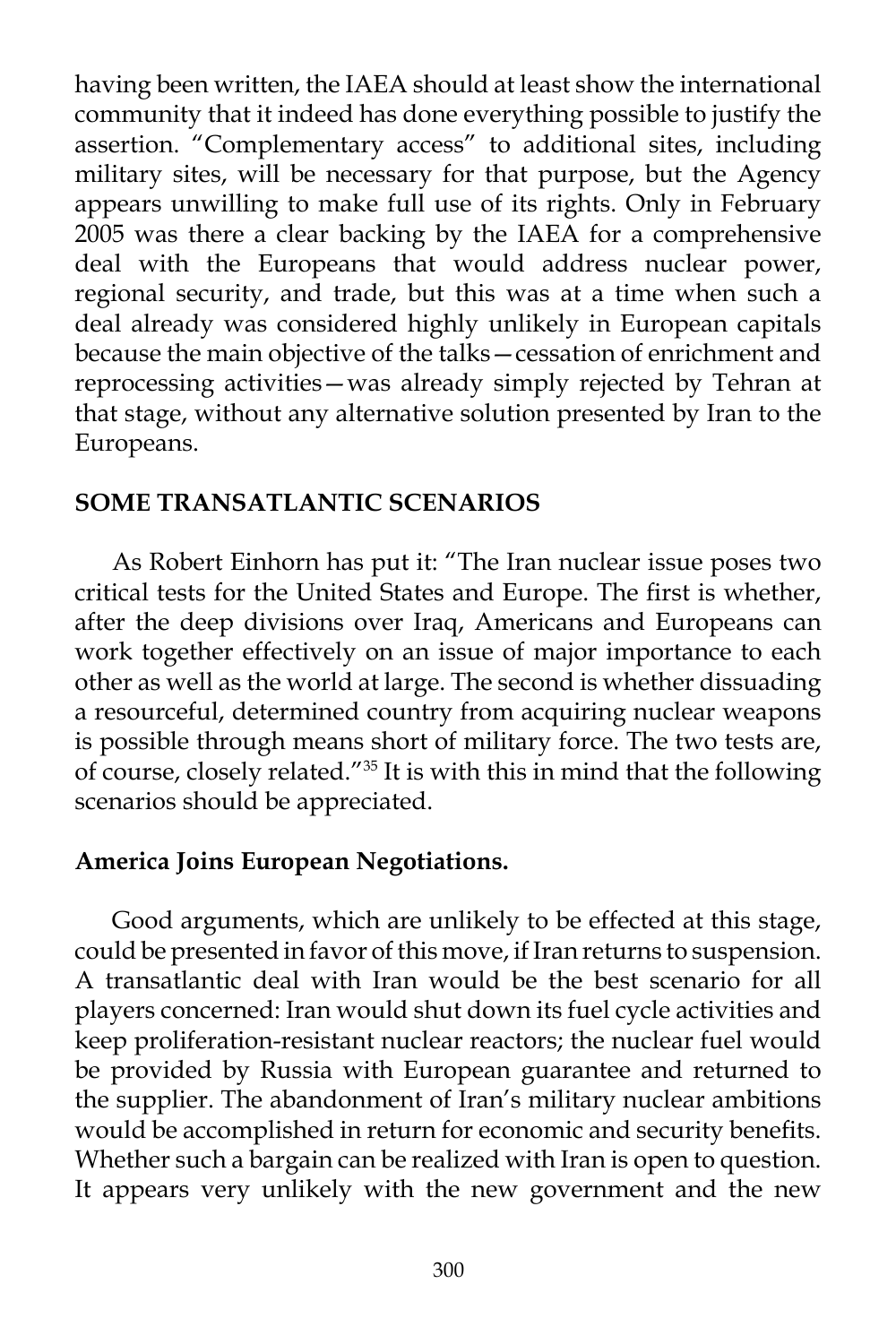having been written, the IAEA should at least show the international community that it indeed has done everything possible to justify the assertion. "Complementary access" to additional sites, including military sites, will be necessary for that purpose, but the Agency appears unwilling to make full use of its rights. Only in February 2005 was there a clear backing by the IAEA for a comprehensive deal with the Europeans that would address nuclear power, regional security, and trade, but this was at a time when such a deal already was considered highly unlikely in European capitals because the main objective of the talks—cessation of enrichment and reprocessing activities—was already simply rejected by Tehran at that stage, without any alternative solution presented by Iran to the Europeans.

## SOME TRANSATLANTIC SCENARIOS

As Robert Einhorn has put it: "The Iran nuclear issue poses two critical tests for the United States and Europe. The first is whether, after the deep divisions over Iraq, Americans and Europeans can work together effectively on an issue of major importance to each other as well as the world at large. The second is whether dissuading a resourceful, determined country from acquiring nuclear weapons is possible through means short of military force. The two tests are, of course, closely related."[35] It is with this in mind that the following scenarios should be appreciated.

### America Joins European Negotiations.

Good arguments, which are unlikely to be effected at this stage, could be presented in favor of this move, if Iran returns to suspension. A transatlantic deal with Iran would be the best scenario for all players concerned: Iran would shut down its fuel cycle activities and keep proliferation-resistant nuclear reactors; the nuclear fuel would be provided by Russia with European guarantee and returned to the supplier. The abandonment of Iran's military nuclear ambitions would be accomplished in return for economic and security benefits. Whether such a bargain can be realized with Iran is open to question. It appears very unlikely with the new government and the new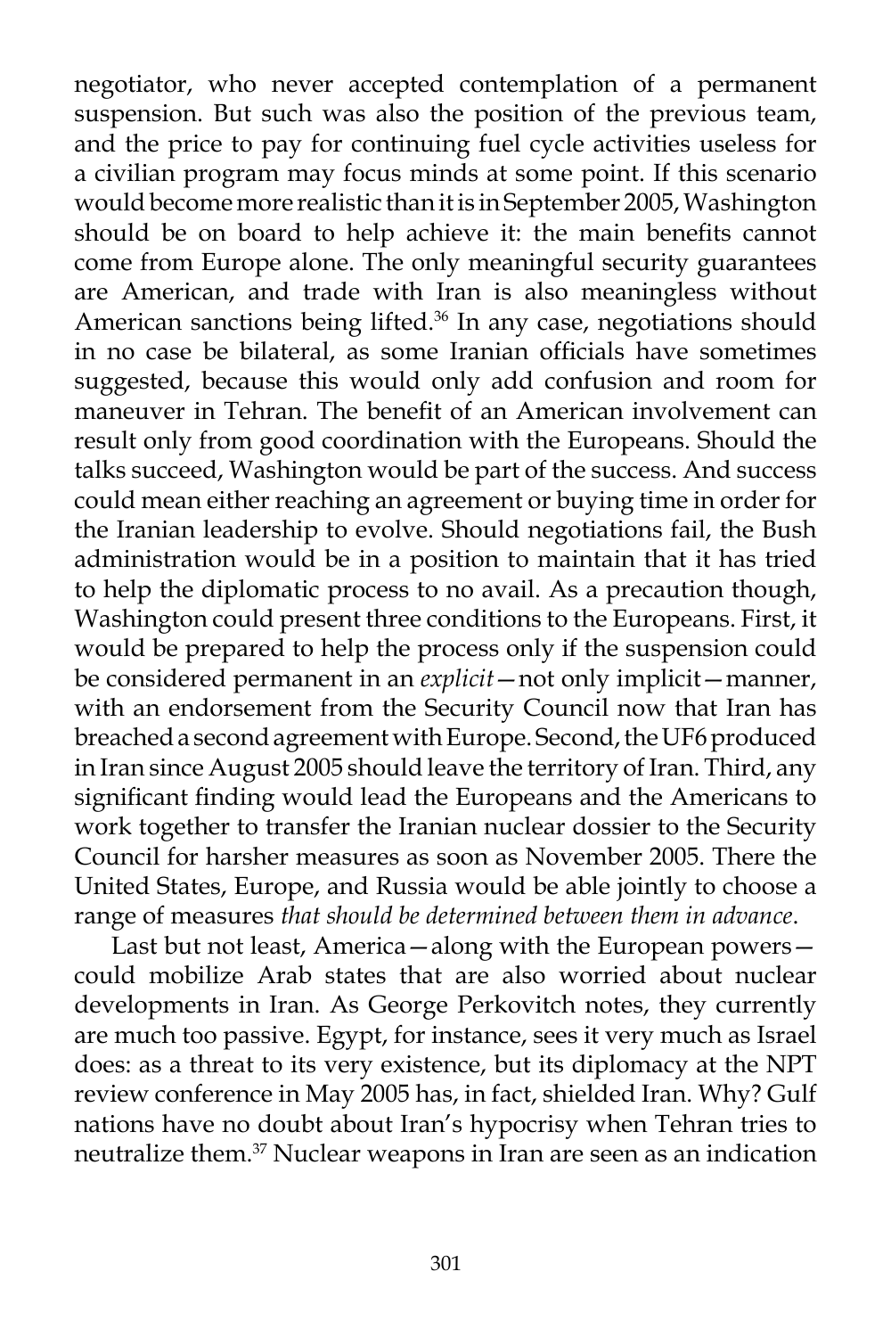negotiator, who never accepted contemplation of a permanent suspension. But such was also the position of the previous team, and the price to pay for continuing fuel cycle activities useless for a civilian program may focus minds at some point. If this scenario would become more realistic than it is in September 2005, Washington should be on board to help achieve it: the main benefits cannot come from Europe alone. The only meaningful security guarantees are American, and trade with Iran is also meaningless without American sanctions being lifted.[36] In any case, negotiations should in no case be bilateral, as some Iranian officials have sometimes suggested, because this would only add confusion and room for maneuver in Tehran. The benefit of an American involvement can result only from good coordination with the Europeans. Should the talks succeed, Washington would be part of the success. And success could mean either reaching an agreement or buying time in order for the Iranian leadership to evolve. Should negotiations fail, the Bush administration would be in a position to maintain that it has tried to help the diplomatic process to no avail. As a precaution though, Washington could present three conditions to the Europeans. First, it would be prepared to help the process only if the suspension could be considered permanent in an *explicit*—not only implicit—manner, with an endorsement from the Security Council now that Iran has breached a second agreement with Europe. Second, the UF6 produced in Iran since August 2005 should leave the territory of Iran. Third, any significant finding would lead the Europeans and the Americans to work together to transfer the Iranian nuclear dossier to the Security Council for harsher measures as soon as November 2005. There the United States, Europe, and Russia would be able jointly to choose a range of measures *that should be determined between them in advance*.

Last but not least, America—along with the European powers—could mobilize Arab states that are also worried about nuclear developments in Iran. As George Perkovitch notes, they currently are much too passive. Egypt, for instance, sees it very much as Israel does: as a threat to its very existence, but its diplomacy at the NPT review conference in May 2005 has, in fact, shielded Iran. Why? Gulf nations have no doubt about Iran's hypocrisy when Tehran tries to neutralize them.[37] Nuclear weapons in Iran are seen as an indication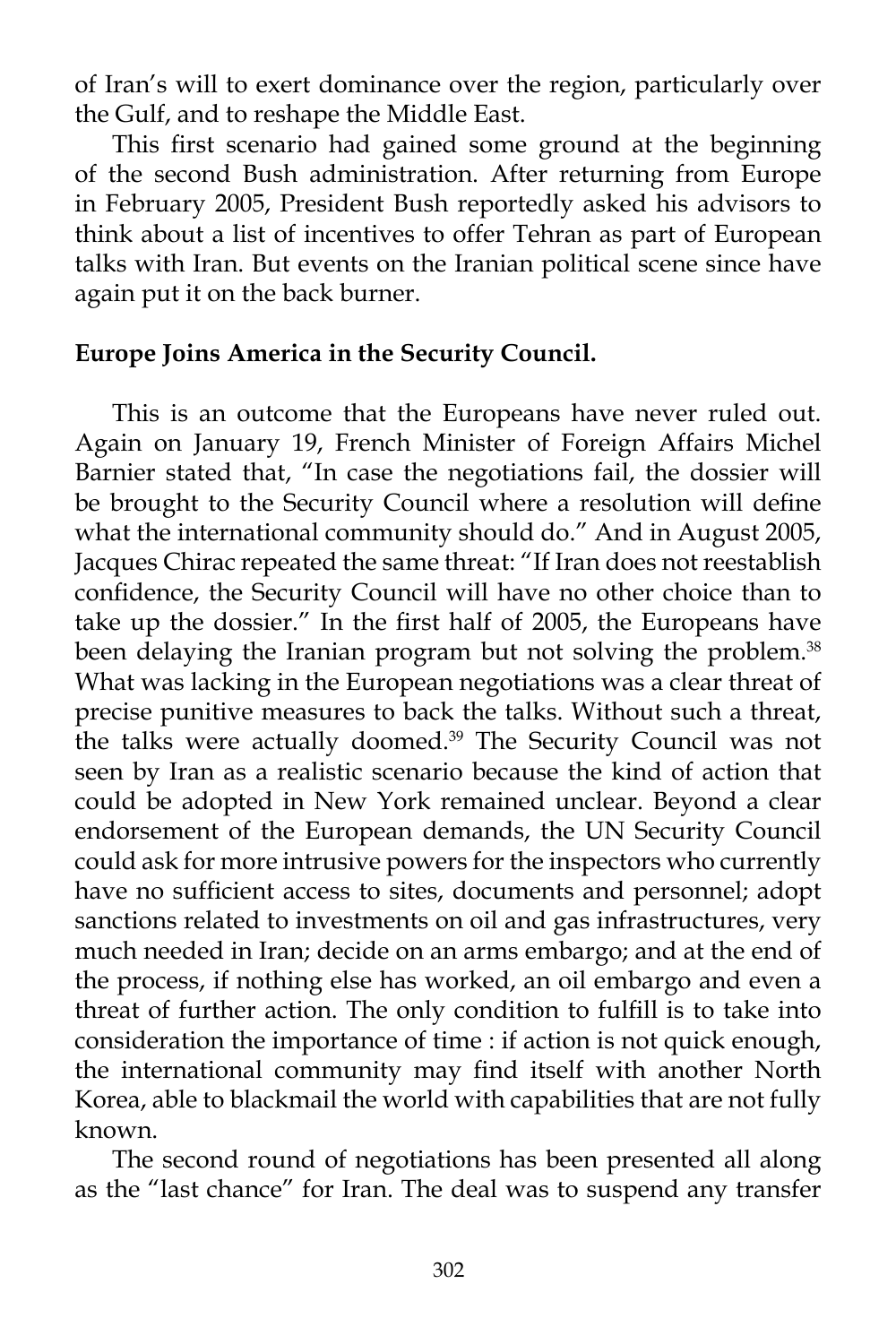of Iran's will to exert dominance over the region, particularly over the Gulf, and to reshape the Middle East.

This first scenario had gained some ground at the beginning of the second Bush administration. After returning from Europe in February 2005, President Bush reportedly asked his advisors to think about a list of incentives to offer Tehran as part of European talks with Iran. But events on the Iranian political scene since have again put it on the back burner.

**Europe Joins America in the Security Council.**

This is an outcome that the Europeans have never ruled out. Again on January 19, French Minister of Foreign Affairs Michel Barnier stated that, "In case the negotiations fail, the dossier will be brought to the Security Council where a resolution will define what the international community should do." And in August 2005, Jacques Chirac repeated the same threat: "If Iran does not reestablish confidence, the Security Council will have no other choice than to take up the dossier." In the first half of 2005, the Europeans have been delaying the Iranian program but not solving the problem.[38] What was lacking in the European negotiations was a clear threat of precise punitive measures to back the talks. Without such a threat, the talks were actually doomed.[39] The Security Council was not seen by Iran as a realistic scenario because the kind of action that could be adopted in New York remained unclear. Beyond a clear endorsement of the European demands, the UN Security Council could ask for more intrusive powers for the inspectors who currently have no sufficient access to sites, documents and personnel; adopt sanctions related to investments on oil and gas infrastructures, very much needed in Iran; decide on an arms embargo; and at the end of the process, if nothing else has worked, an oil embargo and even a threat of further action. The only condition to fulfill is to take into consideration the importance of time : if action is not quick enough, the international community may find itself with another North Korea, able to blackmail the world with capabilities that are not fully known.

The second round of negotiations has been presented all along as the "last chance" for Iran. The deal was to suspend any transfer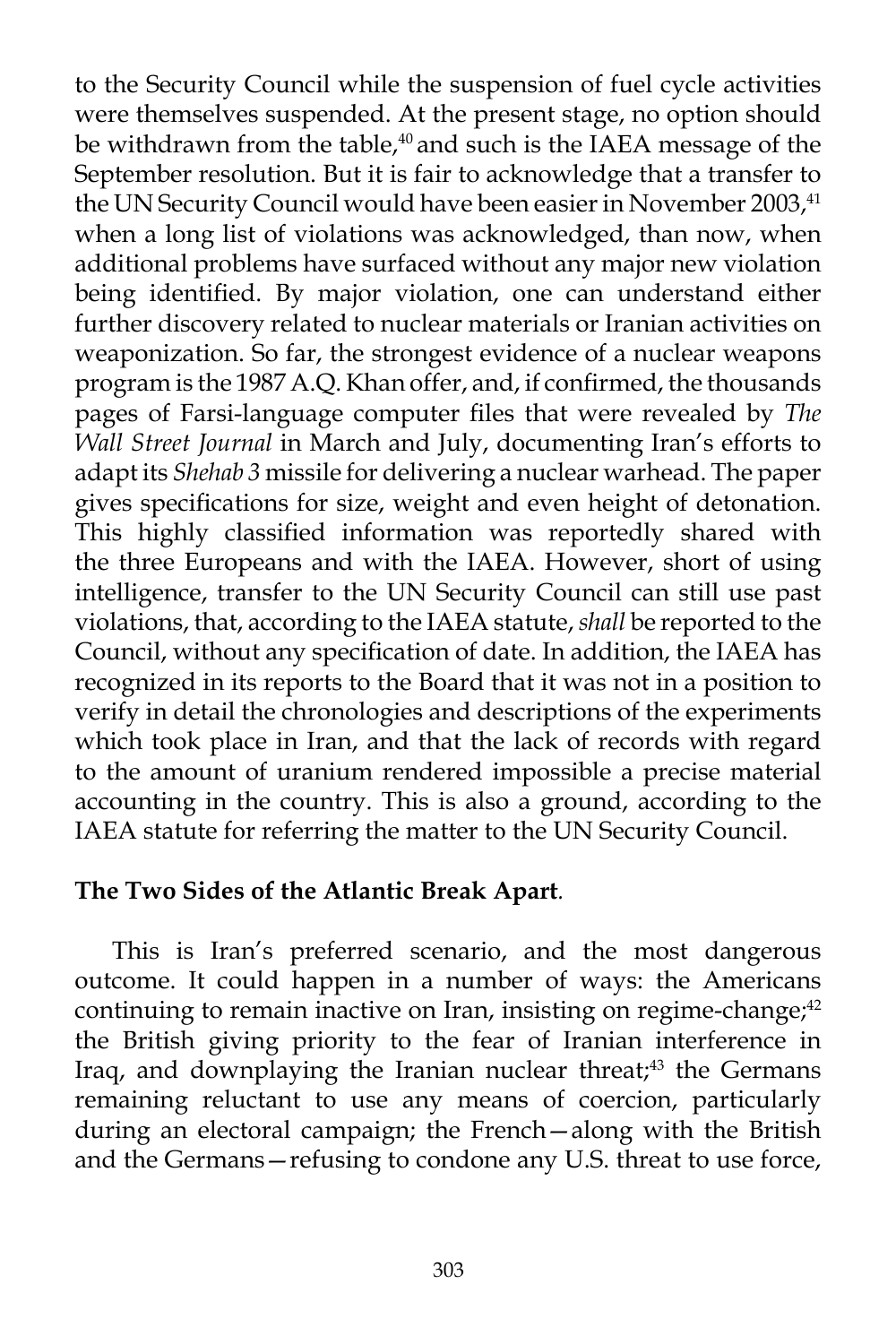to the Security Council while the suspension of fuel cycle activities were themselves suspended. At the present stage, no option should be withdrawn from the table,[40] and such is the IAEA message of the September resolution. But it is fair to acknowledge that a transfer to the UN Security Council would have been easier in November 2003,[41] when a long list of violations was acknowledged, than now, when additional problems have surfaced without any major new violation being identified. By major violation, one can understand either further discovery related to nuclear materials or Iranian activities on weaponization. So far, the strongest evidence of a nuclear weapons program is the 1987 A.Q. Khan offer, and, if confirmed, the thousands pages of Farsi-language computer files that were revealed by *The Wall Street Journal* in March and July, documenting Iran's efforts to adapt its *Shehab 3* missile for delivering a nuclear warhead. The paper gives specifications for size, weight and even height of detonation. This highly classified information was reportedly shared with the three Europeans and with the IAEA. However, short of using intelligence, transfer to the UN Security Council can still use past violations, that, according to the IAEA statute, *shall* be reported to the Council, without any specification of date. In addition, the IAEA has recognized in its reports to the Board that it was not in a position to verify in detail the chronologies and descriptions of the experiments which took place in Iran, and that the lack of records with regard to the amount of uranium rendered impossible a precise material accounting in the country. This is also a ground, according to the IAEA statute for referring the matter to the UN Security Council.

**The Two Sides of the Atlantic Break Apart**.

This is Iran's preferred scenario, and the most dangerous outcome. It could happen in a number of ways: the Americans continuing to remain inactive on Iran, insisting on regime-change;[42] the British giving priority to the fear of Iranian interference in Iraq, and downplaying the Iranian nuclear threat;[43] the Germans remaining reluctant to use any means of coercion, particularly during an electoral campaign; the French—along with the British and the Germans—refusing to condone any U.S. threat to use force,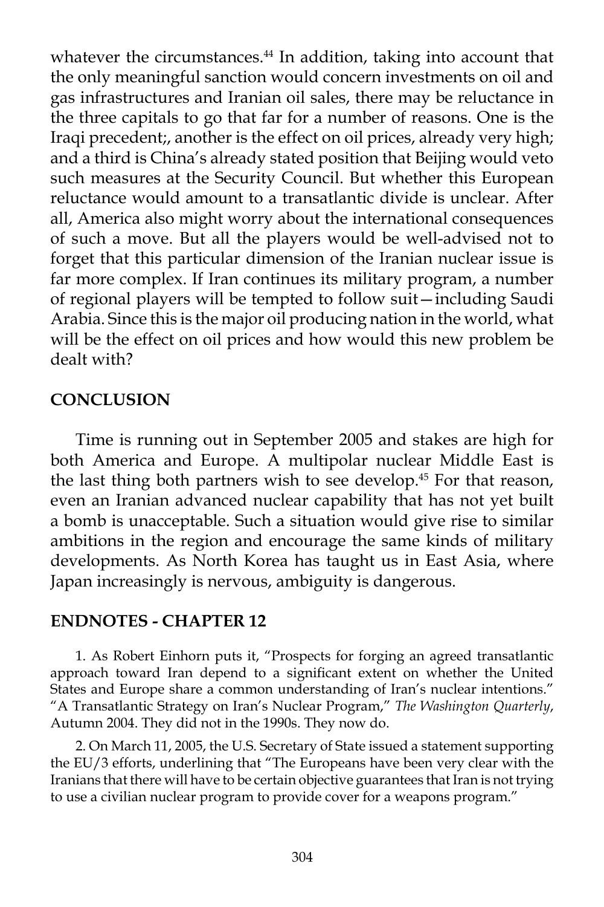whatever the circumstances.[44] In addition, taking into account that the only meaningful sanction would concern investments on oil and gas infrastructures and Iranian oil sales, there may be reluctance in the three capitals to go that far for a number of reasons. One is the Iraqi precedent;, another is the effect on oil prices, already very high; and a third is China's already stated position that Beijing would veto such measures at the Security Council. But whether this European reluctance would amount to a transatlantic divide is unclear. After all, America also might worry about the international consequences of such a move. But all the players would be well-advised not to forget that this particular dimension of the Iranian nuclear issue is far more complex. If Iran continues its military program, a number of regional players will be tempted to follow suit—including Saudi Arabia. Since this is the major oil producing nation in the world, what will be the effect on oil prices and how would this new problem be dealt with?

## CONCLUSION

Time is running out in September 2005 and stakes are high for both America and Europe. A multipolar nuclear Middle East is the last thing both partners wish to see develop.[45] For that reason, even an Iranian advanced nuclear capability that has not yet built a bomb is unacceptable. Such a situation would give rise to similar ambitions in the region and encourage the same kinds of military developments. As North Korea has taught us in East Asia, where Japan increasingly is nervous, ambiguity is dangerous.

## ENDNOTES - CHAPTER 12

1. As Robert Einhorn puts it, "Prospects for forging an agreed transatlantic approach toward Iran depend to a significant extent on whether the United States and Europe share a common understanding of Iran's nuclear intentions." "A Transatlantic Strategy on Iran's Nuclear Program," *The Washington Quarterly*, Autumn 2004. They did not in the 1990s. They now do.

2. On March 11, 2005, the U.S. Secretary of State issued a statement supporting the EU/3 efforts, underlining that "The Europeans have been very clear with the Iranians that there will have to be certain objective guarantees that Iran is not trying to use a civilian nuclear program to provide cover for a weapons program."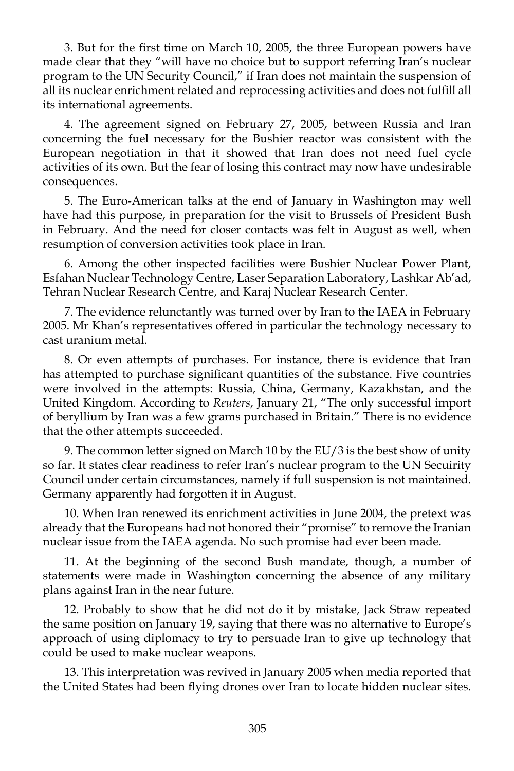3. But for the first time on March 10, 2005, the three European powers have made clear that they "will have no choice but to support referring Iran's nuclear program to the UN Security Council," if Iran does not maintain the suspension of all its nuclear enrichment related and reprocessing activities and does not fulfill all its international agreements.

4. The agreement signed on February 27, 2005, between Russia and Iran concerning the fuel necessary for the Bushier reactor was consistent with the European negotiation in that it showed that Iran does not need fuel cycle activities of its own. But the fear of losing this contract may now have undesirable consequences.

5. The Euro-American talks at the end of January in Washington may well have had this purpose, in preparation for the visit to Brussels of President Bush in February. And the need for closer contacts was felt in August as well, when resumption of conversion activities took place in Iran.

6. Among the other inspected facilities were Bushier Nuclear Power Plant, Esfahan Nuclear Technology Centre, Laser Separation Laboratory, Lashkar Ab'ad, Tehran Nuclear Research Centre, and Karaj Nuclear Research Center.

7. The evidence relunctantly was turned over by Iran to the IAEA in February 2005. Mr Khan's representatives offered in particular the technology necessary to cast uranium metal.

8. Or even attempts of purchases. For instance, there is evidence that Iran has attempted to purchase significant quantities of the substance. Five countries were involved in the attempts: Russia, China, Germany, Kazakhstan, and the United Kingdom. According to *Reuters*, January 21, "The only successful import of beryllium by Iran was a few grams purchased in Britain." There is no evidence that the other attempts succeeded.

9. The common letter signed on March 10 by the EU/3 is the best show of unity so far. It states clear readiness to refer Iran's nuclear program to the UN Secuirity Council under certain circumstances, namely if full suspension is not maintained. Germany apparently had forgotten it in August.

10. When Iran renewed its enrichment activities in June 2004, the pretext was already that the Europeans had not honored their "promise" to remove the Iranian nuclear issue from the IAEA agenda. No such promise had ever been made.

11. At the beginning of the second Bush mandate, though, a number of statements were made in Washington concerning the absence of any military plans against Iran in the near future.

12. Probably to show that he did not do it by mistake, Jack Straw repeated the same position on January 19, saying that there was no alternative to Europe's approach of using diplomacy to try to persuade Iran to give up technology that could be used to make nuclear weapons.

13. This interpretation was revived in January 2005 when media reported that the United States had been flying drones over Iran to locate hidden nuclear sites.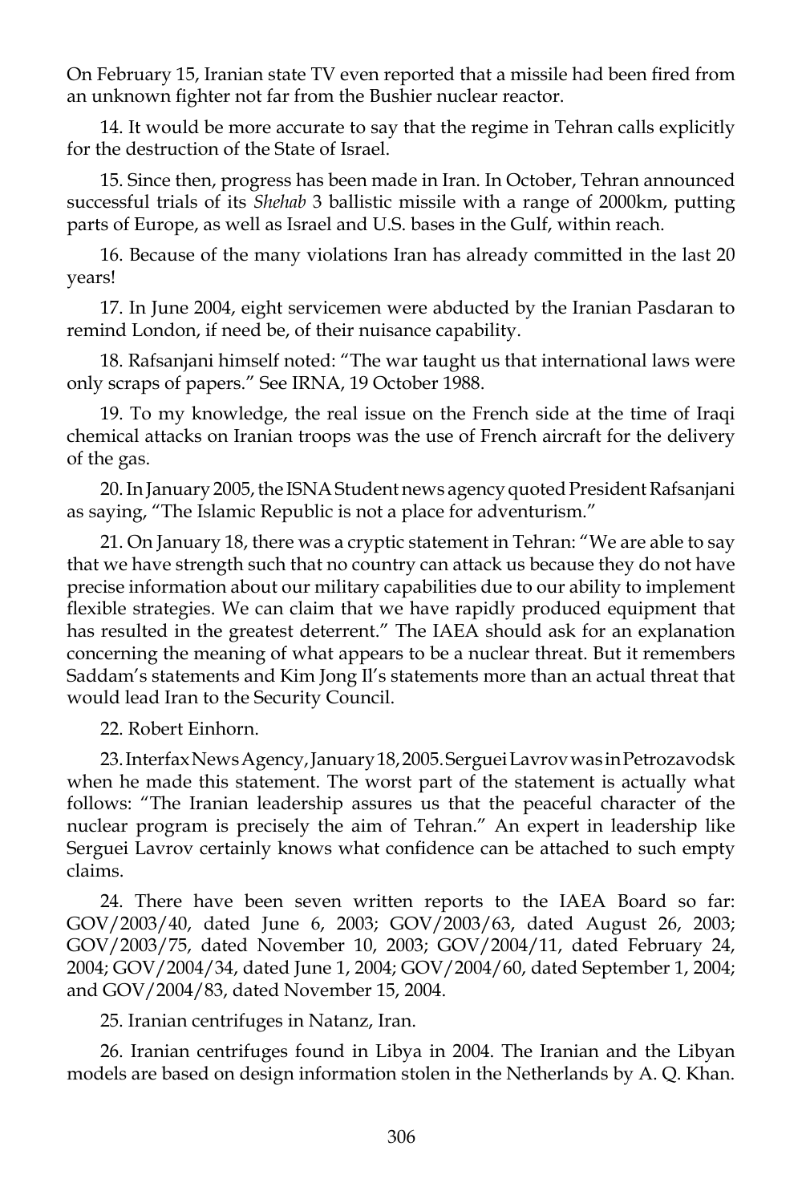On February 15, Iranian state TV even reported that a missile had been fired from an unknown fighter not far from the Bushier nuclear reactor.

14. It would be more accurate to say that the regime in Tehran calls explicitly for the destruction of the State of Israel.

15. Since then, progress has been made in Iran. In October, Tehran announced successful trials of its *Shehab* 3 ballistic missile with a range of 2000km, putting parts of Europe, as well as Israel and U.S. bases in the Gulf, within reach.

16. Because of the many violations Iran has already committed in the last 20 years!

17. In June 2004, eight servicemen were abducted by the Iranian Pasdaran to remind London, if need be, of their nuisance capability.

18. Rafsanjani himself noted: "The war taught us that international laws were only scraps of papers." See IRNA, 19 October 1988.

19. To my knowledge, the real issue on the French side at the time of Iraqi chemical attacks on Iranian troops was the use of French aircraft for the delivery of the gas.

20. In January 2005, the ISNA Student news agency quoted President Rafsanjani as saying, "The Islamic Republic is not a place for adventurism."

21. On January 18, there was a cryptic statement in Tehran: "We are able to say that we have strength such that no country can attack us because they do not have precise information about our military capabilities due to our ability to implement flexible strategies. We can claim that we have rapidly produced equipment that has resulted in the greatest deterrent." The IAEA should ask for an explanation concerning the meaning of what appears to be a nuclear threat. But it remembers Saddam's statements and Kim Jong Il's statements more than an actual threat that would lead Iran to the Security Council.

22. Robert Einhorn.

23. Interfax News Agency, January 18, 2005. Serguei Lavrov was in Petrozavodsk when he made this statement. The worst part of the statement is actually what follows: "The Iranian leadership assures us that the peaceful character of the nuclear program is precisely the aim of Tehran." An expert in leadership like Serguei Lavrov certainly knows what confidence can be attached to such empty claims.

24. There have been seven written reports to the IAEA Board so far: GOV/2003/40, dated June 6, 2003; GOV/2003/63, dated August 26, 2003; GOV/2003/75, dated November 10, 2003; GOV/2004/11, dated February 24, 2004; GOV/2004/34, dated June 1, 2004; GOV/2004/60, dated September 1, 2004; and GOV/2004/83, dated November 15, 2004.

25. Iranian centrifuges in Natanz, Iran.

26. Iranian centrifuges found in Libya in 2004. The Iranian and the Libyan models are based on design information stolen in the Netherlands by A. Q. Khan.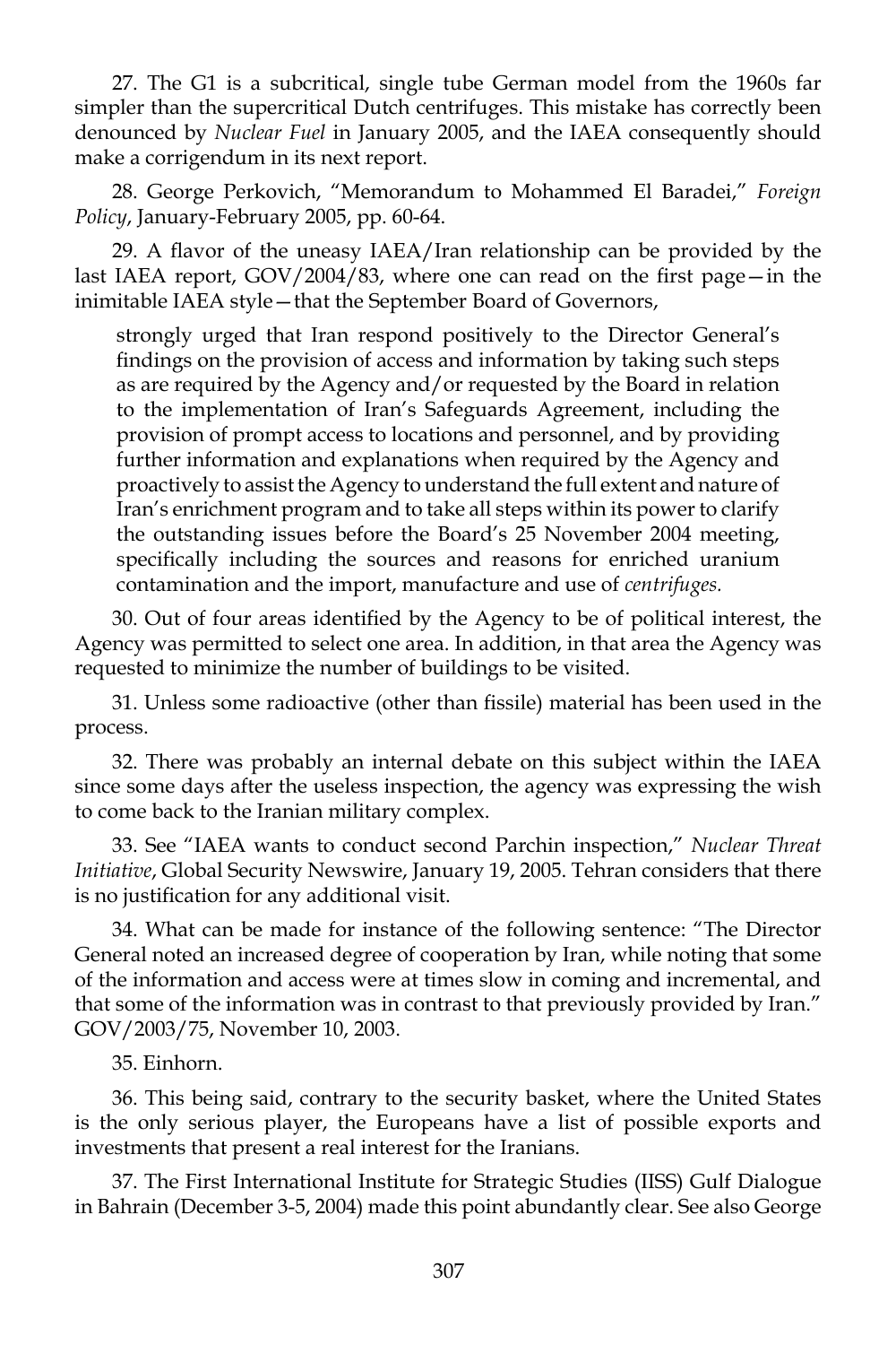27. The G1 is a subcritical, single tube German model from the 1960s far simpler than the supercritical Dutch centrifuges. This mistake has correctly been denounced by *Nuclear Fuel* in January 2005, and the IAEA consequently should make a corrigendum in its next report.

28. George Perkovich, "Memorandum to Mohammed El Baradei," *Foreign Policy*, January-February 2005, pp. 60-64.

29. A flavor of the uneasy IAEA/Iran relationship can be provided by the last IAEA report, GOV/2004/83, where one can read on the first page—in the inimitable IAEA style—that the September Board of Governors,

> strongly urged that Iran respond positively to the Director General's findings on the provision of access and information by taking such steps as are required by the Agency and/or requested by the Board in relation to the implementation of Iran's Safeguards Agreement, including the provision of prompt access to locations and personnel, and by providing further information and explanations when required by the Agency and proactively to assist the Agency to understand the full extent and nature of Iran's enrichment program and to take all steps within its power to clarify the outstanding issues before the Board's 25 November 2004 meeting, specifically including the sources and reasons for enriched uranium contamination and the import, manufacture and use of *centrifuges.*

30. Out of four areas identified by the Agency to be of political interest, the Agency was permitted to select one area. In addition, in that area the Agency was requested to minimize the number of buildings to be visited.

31. Unless some radioactive (other than fissile) material has been used in the process.

32. There was probably an internal debate on this subject within the IAEA since some days after the useless inspection, the agency was expressing the wish to come back to the Iranian military complex.

33. See "IAEA wants to conduct second Parchin inspection," *Nuclear Threat Initiative*, Global Security Newswire, January 19, 2005. Tehran considers that there is no justification for any additional visit.

34. What can be made for instance of the following sentence: "The Director General noted an increased degree of cooperation by Iran, while noting that some of the information and access were at times slow in coming and incremental, and that some of the information was in contrast to that previously provided by Iran." GOV/2003/75, November 10, 2003.

35. Einhorn.

36. This being said, contrary to the security basket, where the United States is the only serious player, the Europeans have a list of possible exports and investments that present a real interest for the Iranians.

37. The First International Institute for Strategic Studies (IISS) Gulf Dialogue in Bahrain (December 3-5, 2004) made this point abundantly clear. See also George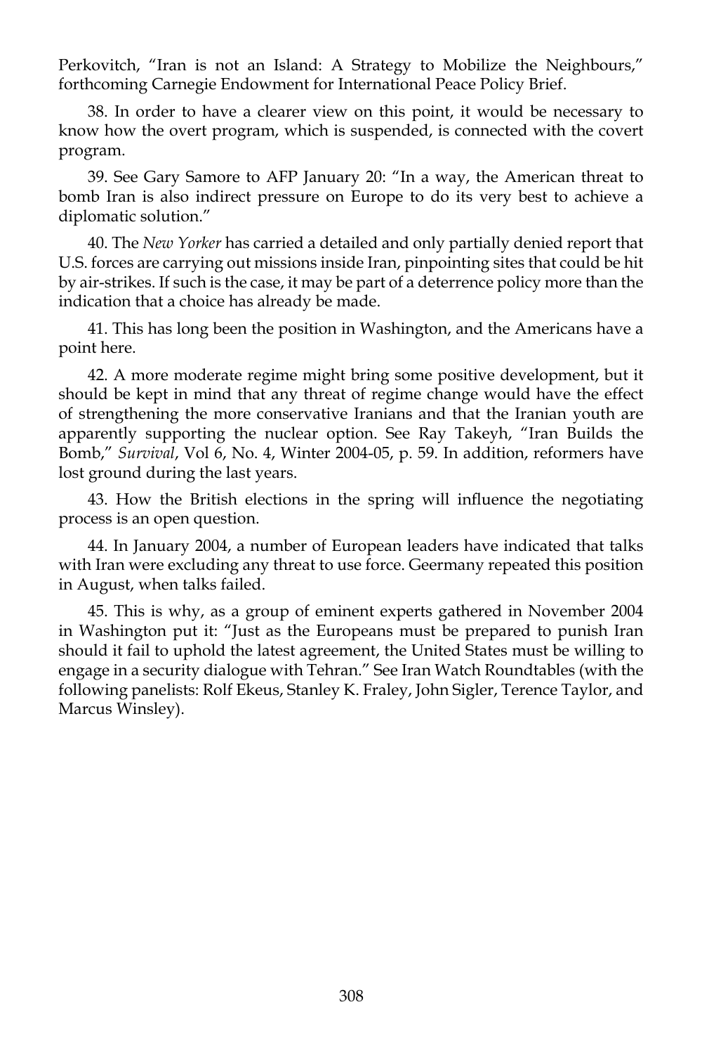Perkovitch, "Iran is not an Island: A Strategy to Mobilize the Neighbours," forthcoming Carnegie Endowment for International Peace Policy Brief.

38. In order to have a clearer view on this point, it would be necessary to know how the overt program, which is suspended, is connected with the covert program.

39. See Gary Samore to AFP January 20: "In a way, the American threat to bomb Iran is also indirect pressure on Europe to do its very best to achieve a diplomatic solution."

40. The *New Yorker* has carried a detailed and only partially denied report that U.S. forces are carrying out missions inside Iran, pinpointing sites that could be hit by air-strikes. If such is the case, it may be part of a deterrence policy more than the indication that a choice has already be made.

41. This has long been the position in Washington, and the Americans have a point here.

42. A more moderate regime might bring some positive development, but it should be kept in mind that any threat of regime change would have the effect of strengthening the more conservative Iranians and that the Iranian youth are apparently supporting the nuclear option. See Ray Takeyh, "Iran Builds the Bomb," *Survival*, Vol 6, No. 4, Winter 2004-05, p. 59. In addition, reformers have lost ground during the last years.

43. How the British elections in the spring will influence the negotiating process is an open question.

44. In January 2004, a number of European leaders have indicated that talks with Iran were excluding any threat to use force. Geermany repeated this position in August, when talks failed.

45. This is why, as a group of eminent experts gathered in November 2004 in Washington put it: "Just as the Europeans must be prepared to punish Iran should it fail to uphold the latest agreement, the United States must be willing to engage in a security dialogue with Tehran." See Iran Watch Roundtables (with the following panelists: Rolf Ekeus, Stanley K. Fraley, John Sigler, Terence Taylor, and Marcus Winsley).